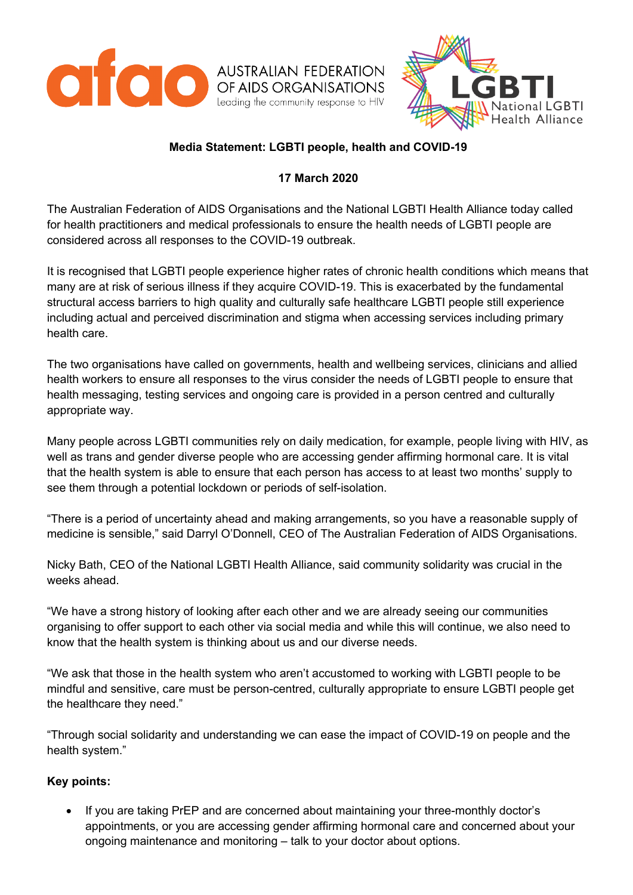AUSTRALIAN FEDERATION OF AIDS ORGANISATIONS
Leading the community response to HIV

National LGBTI Health Alliance

**Media Statement: LGBTI people, health and COVID-19**

**17 March 2020**

The Australian Federation of AIDS Organisations and the National LGBTI Health Alliance today called for health practitioners and medical professionals to ensure the health needs of LGBTI people are considered across all responses to the COVID-19 outbreak.

It is recognised that LGBTI people experience higher rates of chronic health conditions which means that many are at risk of serious illness if they acquire COVID-19. This is exacerbated by the fundamental structural access barriers to high quality and culturally safe healthcare LGBTI people still experience including actual and perceived discrimination and stigma when accessing services including primary health care.

The two organisations have called on governments, health and wellbeing services, clinicians and allied health workers to ensure all responses to the virus consider the needs of LGBTI people to ensure that health messaging, testing services and ongoing care is provided in a person centred and culturally appropriate way.

Many people across LGBTI communities rely on daily medication, for example, people living with HIV, as well as trans and gender diverse people who are accessing gender affirming hormonal care. It is vital that the health system is able to ensure that each person has access to at least two months' supply to see them through a potential lockdown or periods of self-isolation.

"There is a period of uncertainty ahead and making arrangements, so you have a reasonable supply of medicine is sensible," said Darryl O'Donnell, CEO of The Australian Federation of AIDS Organisations.

Nicky Bath, CEO of the National LGBTI Health Alliance, said community solidarity was crucial in the weeks ahead.

"We have a strong history of looking after each other and we are already seeing our communities organising to offer support to each other via social media and while this will continue, we also need to know that the health system is thinking about us and our diverse needs.

"We ask that those in the health system who aren't accustomed to working with LGBTI people to be mindful and sensitive, care must be person-centred, culturally appropriate to ensure LGBTI people get the healthcare they need."

"Through social solidarity and understanding we can ease the impact of COVID-19 on people and the health system."

**Key points:**

- If you are taking PrEP and are concerned about maintaining your three-monthly doctor's appointments, or you are accessing gender affirming hormonal care and concerned about your ongoing maintenance and monitoring – talk to your doctor about options.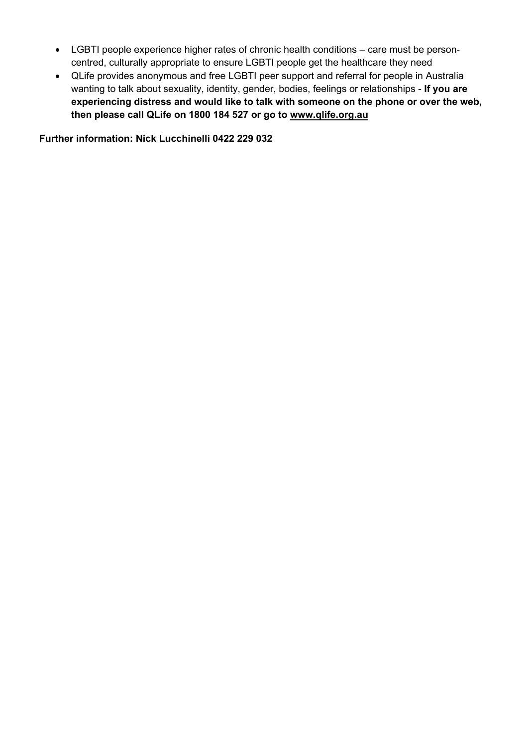- LGBTI people experience higher rates of chronic health conditions – care must be person-centred, culturally appropriate to ensure LGBTI people get the healthcare they need
- QLife provides anonymous and free LGBTI peer support and referral for people in Australia wanting to talk about sexuality, identity, gender, bodies, feelings or relationships - **If you are experiencing distress and would like to talk with someone on the phone or over the web, then please call QLife on 1800 184 527 or go to www.qlife.org.au**

**Further information: Nick Lucchinelli 0422 229 032**